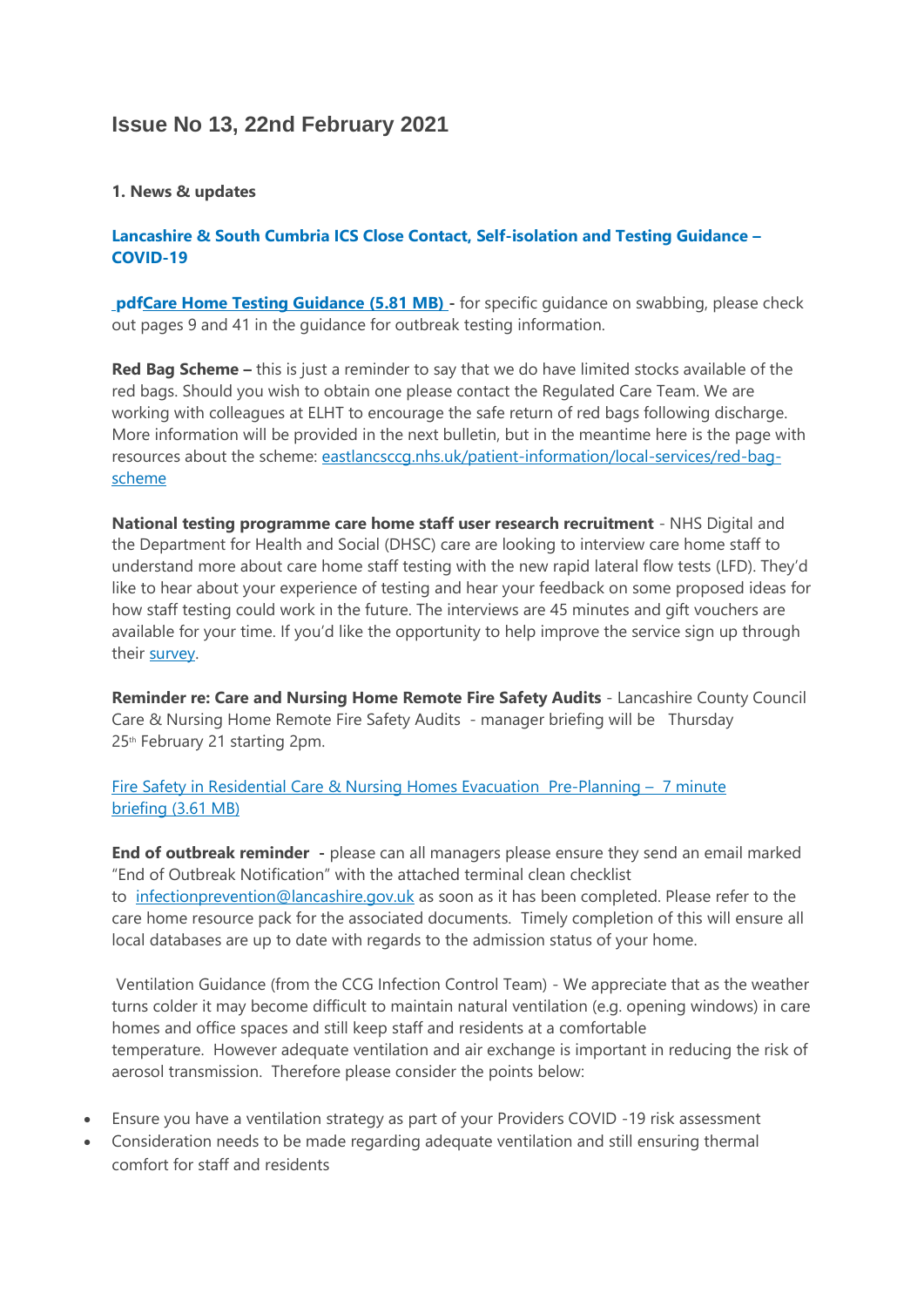# Issue No 13, 22nd February 2021

**1. News & updates**

**Lancashire & South Cumbria ICS Close Contact, Self-isolation and Testing Guidance – COVID-19**

**pdfCare Home Testing Guidance (5.81 MB) -** for specific guidance on swabbing, please check out pages 9 and 41 in the guidance for outbreak testing information.

**Red Bag Scheme –** this is just a reminder to say that we do have limited stocks available of the red bags. Should you wish to obtain one please contact the Regulated Care Team. We are working with colleagues at ELHT to encourage the safe return of red bags following discharge. More information will be provided in the next bulletin, but in the meantime here is the page with resources about the scheme: eastlancsccg.nhs.uk/patient-information/local-services/red-bag-scheme

**National testing programme care home staff user research recruitment** - NHS Digital and the Department for Health and Social (DHSC) care are looking to interview care home staff to understand more about care home staff testing with the new rapid lateral flow tests (LFD). They'd like to hear about your experience of testing and hear your feedback on some proposed ideas for how staff testing could work in the future. The interviews are 45 minutes and gift vouchers are available for your time. If you'd like the opportunity to help improve the service sign up through their survey.

**Reminder re: Care and Nursing Home Remote Fire Safety Audits** - Lancashire County Council Care & Nursing Home Remote Fire Safety Audits - manager briefing will be Thursday 25th February 21 starting 2pm.

Fire Safety in Residential Care & Nursing Homes Evacuation Pre-Planning – 7 minute briefing (3.61 MB)

**End of outbreak reminder -** please can all managers please ensure they send an email marked "End of Outbreak Notification" with the attached terminal clean checklist to infectionprevention@lancashire.gov.uk as soon as it has been completed. Please refer to the care home resource pack for the associated documents. Timely completion of this will ensure all local databases are up to date with regards to the admission status of your home.

Ventilation Guidance (from the CCG Infection Control Team) - We appreciate that as the weather turns colder it may become difficult to maintain natural ventilation (e.g. opening windows) in care homes and office spaces and still keep staff and residents at a comfortable temperature. However adequate ventilation and air exchange is important in reducing the risk of aerosol transmission. Therefore please consider the points below:

- Ensure you have a ventilation strategy as part of your Providers COVID -19 risk assessment
- Consideration needs to be made regarding adequate ventilation and still ensuring thermal comfort for staff and residents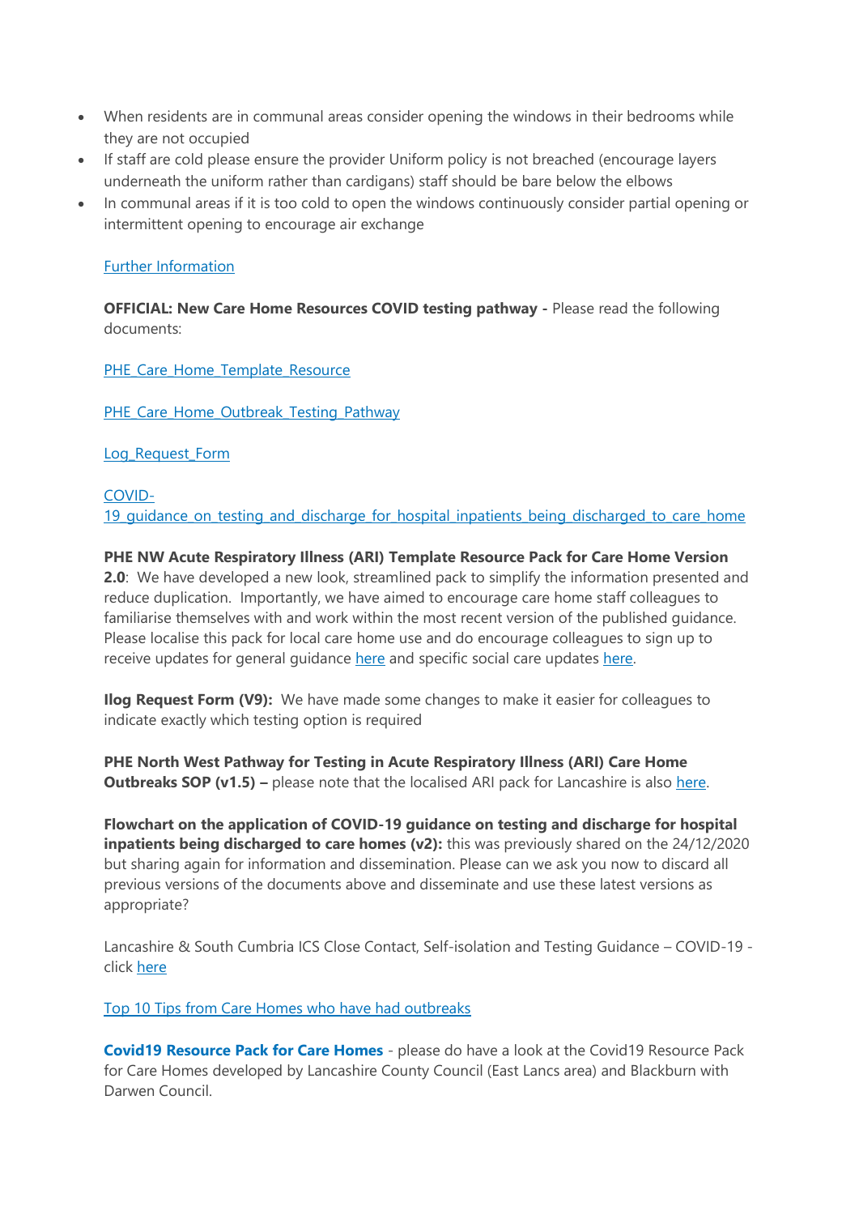- When residents are in communal areas consider opening the windows in their bedrooms while they are not occupied
- If staff are cold please ensure the provider Uniform policy is not breached (encourage layers underneath the uniform rather than cardigans) staff should be bare below the elbows
- In communal areas if it is too cold to open the windows continuously consider partial opening or intermittent opening to encourage air exchange

Further Information

**OFFICIAL: New Care Home Resources COVID testing pathway -** Please read the following documents:

PHE_Care_Home_Template_Resource

PHE_Care_Home_Outbreak_Testing_Pathway

Log_Request_Form

COVID-19_guidance_on_testing_and_discharge_for_hospital_inpatients_being_discharged_to_care_home

**PHE NW Acute Respiratory Illness (ARI) Template Resource Pack for Care Home Version 2.0**: We have developed a new look, streamlined pack to simplify the information presented and reduce duplication. Importantly, we have aimed to encourage care home staff colleagues to familiarise themselves with and work within the most recent version of the published guidance. Please localise this pack for local care home use and do encourage colleagues to sign up to receive updates for general guidance here and specific social care updates here.

**Ilog Request Form (V9):** We have made some changes to make it easier for colleagues to indicate exactly which testing option is required

**PHE North West Pathway for Testing in Acute Respiratory Illness (ARI) Care Home Outbreaks SOP (v1.5) –** please note that the localised ARI pack for Lancashire is also here.

**Flowchart on the application of COVID-19 guidance on testing and discharge for hospital inpatients being discharged to care homes (v2):** this was previously shared on the 24/12/2020 but sharing again for information and dissemination. Please can we ask you now to discard all previous versions of the documents above and disseminate and use these latest versions as appropriate?

Lancashire & South Cumbria ICS Close Contact, Self-isolation and Testing Guidance – COVID-19 - click here

Top 10 Tips from Care Homes who have had outbreaks

**Covid19 Resource Pack for Care Homes** - please do have a look at the Covid19 Resource Pack for Care Homes developed by Lancashire County Council (East Lancs area) and Blackburn with Darwen Council.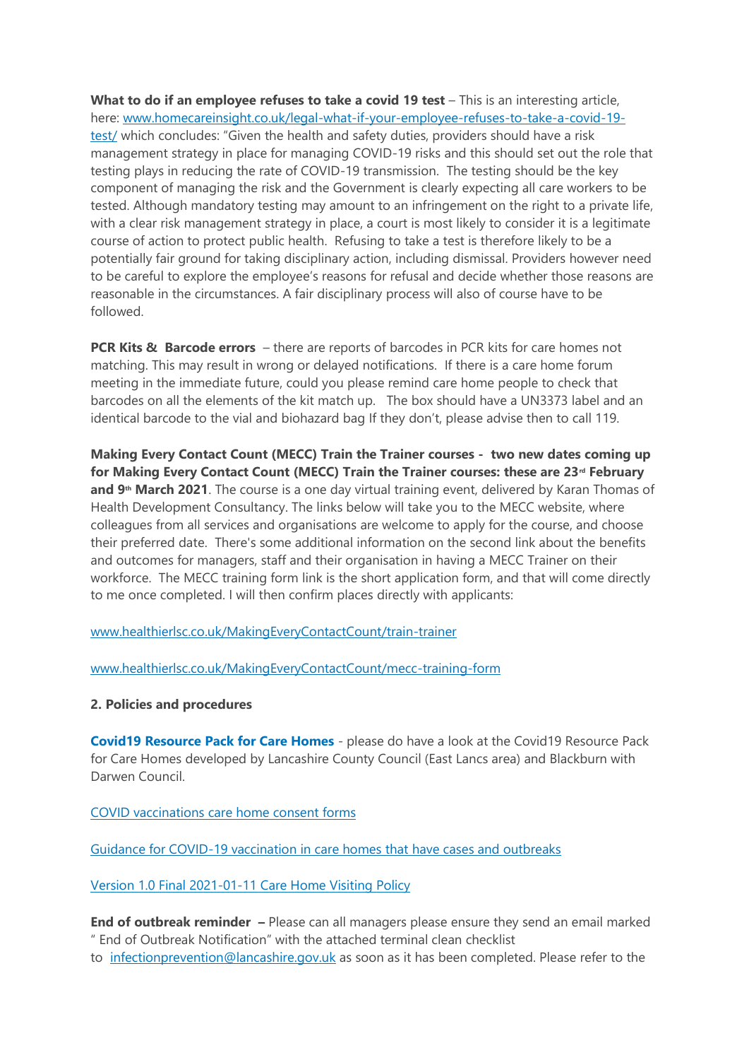**What to do if an employee refuses to take a covid 19 test** – This is an interesting article, here: [www.homecareinsight.co.uk/legal-what-if-your-employee-refuses-to-take-a-covid-19-test/](http://www.homecareinsight.co.uk/legal-what-if-your-employee-refuses-to-take-a-covid-19-test/) which concludes: "Given the health and safety duties, providers should have a risk management strategy in place for managing COVID-19 risks and this should set out the role that testing plays in reducing the rate of COVID-19 transmission. The testing should be the key component of managing the risk and the Government is clearly expecting all care workers to be tested. Although mandatory testing may amount to an infringement on the right to a private life, with a clear risk management strategy in place, a court is most likely to consider it is a legitimate course of action to protect public health. Refusing to take a test is therefore likely to be a potentially fair ground for taking disciplinary action, including dismissal. Providers however need to be careful to explore the employee's reasons for refusal and decide whether those reasons are reasonable in the circumstances. A fair disciplinary process will also of course have to be followed.

**PCR Kits & Barcode errors** – there are reports of barcodes in PCR kits for care homes not matching. This may result in wrong or delayed notifications. If there is a care home forum meeting in the immediate future, could you please remind care home people to check that barcodes on all the elements of the kit match up. The box should have a UN3373 label and an identical barcode to the vial and biohazard bag If they don't, please advise then to call 119.

**Making Every Contact Count (MECC) Train the Trainer courses - two new dates coming up for Making Every Contact Count (MECC) Train the Trainer courses: these are 23rd February and 9th March 2021**. The course is a one day virtual training event, delivered by Karan Thomas of Health Development Consultancy. The links below will take you to the MECC website, where colleagues from all services and organisations are welcome to apply for the course, and choose their preferred date. There's some additional information on the second link about the benefits and outcomes for managers, staff and their organisation in having a MECC Trainer on their workforce. The MECC training form link is the short application form, and that will come directly to me once completed. I will then confirm places directly with applicants:

[www.healthierlsc.co.uk/MakingEveryContactCount/train-trainer](http://www.healthierlsc.co.uk/MakingEveryContactCount/train-trainer)

[www.healthierlsc.co.uk/MakingEveryContactCount/mecc-training-form](http://www.healthierlsc.co.uk/MakingEveryContactCount/mecc-training-form)

**2. Policies and procedures**

**Covid19 Resource Pack for Care Homes** - please do have a look at the Covid19 Resource Pack for Care Homes developed by Lancashire County Council (East Lancs area) and Blackburn with Darwen Council.

COVID vaccinations care home consent forms

Guidance for COVID-19 vaccination in care homes that have cases and outbreaks

Version 1.0 Final 2021-01-11 Care Home Visiting Policy

**End of outbreak reminder** – Please can all managers please ensure they send an email marked " End of Outbreak Notification" with the attached terminal clean checklist to infectionprevention@lancashire.gov.uk as soon as it has been completed. Please refer to the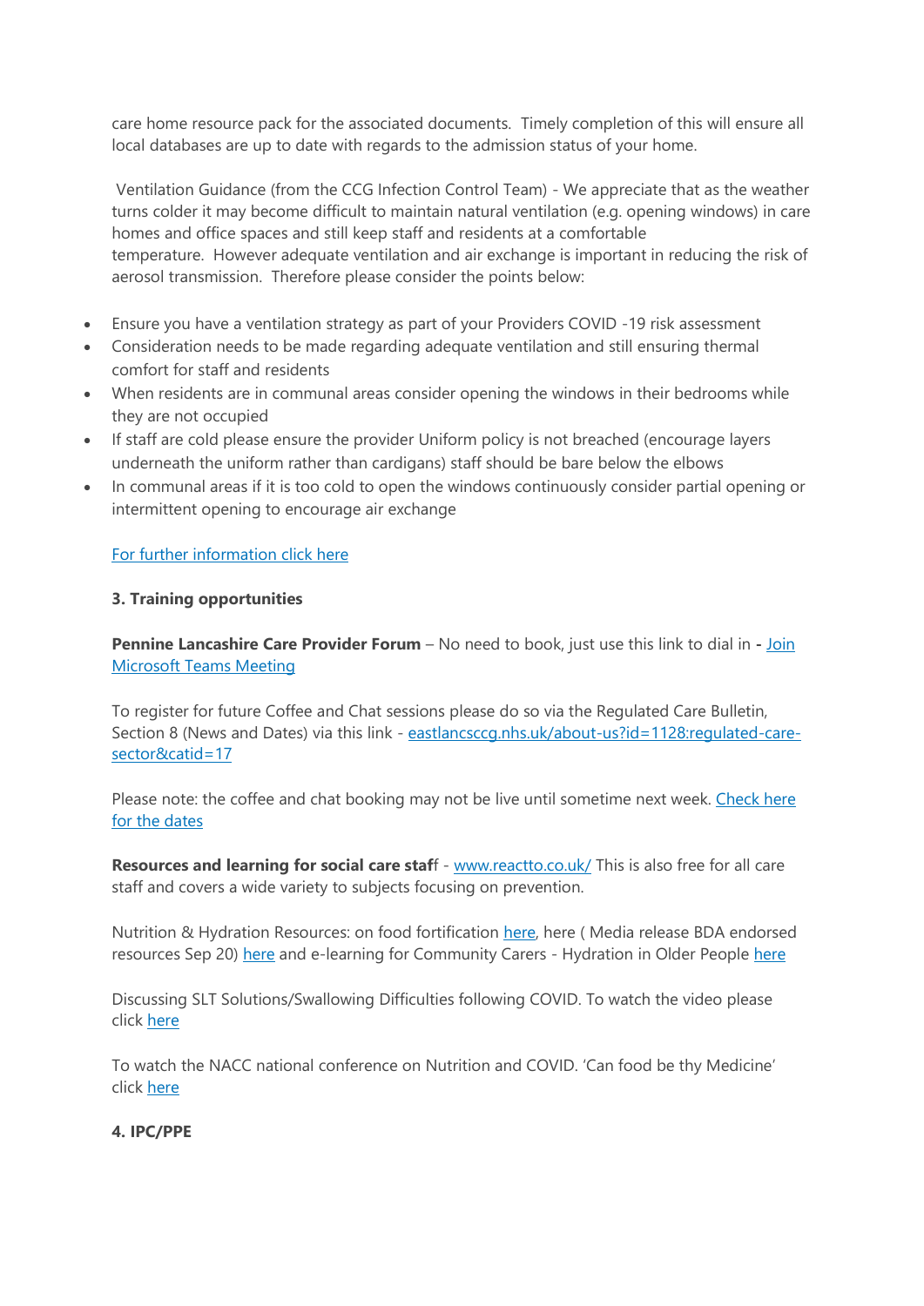care home resource pack for the associated documents. Timely completion of this will ensure all local databases are up to date with regards to the admission status of your home.

Ventilation Guidance (from the CCG Infection Control Team) - We appreciate that as the weather turns colder it may become difficult to maintain natural ventilation (e.g. opening windows) in care homes and office spaces and still keep staff and residents at a comfortable temperature. However adequate ventilation and air exchange is important in reducing the risk of aerosol transmission. Therefore please consider the points below:

- Ensure you have a ventilation strategy as part of your Providers COVID -19 risk assessment
- Consideration needs to be made regarding adequate ventilation and still ensuring thermal comfort for staff and residents
- When residents are in communal areas consider opening the windows in their bedrooms while they are not occupied
- If staff are cold please ensure the provider Uniform policy is not breached (encourage layers underneath the uniform rather than cardigans) staff should be bare below the elbows
- In communal areas if it is too cold to open the windows continuously consider partial opening or intermittent opening to encourage air exchange

For further information click here

**3. Training opportunities**

**Pennine Lancashire Care Provider Forum** – No need to book, just use this link to dial in **-** Join Microsoft Teams Meeting

To register for future Coffee and Chat sessions please do so via the Regulated Care Bulletin, Section 8 (News and Dates) via this link - eastlancsccg.nhs.uk/about-us?id=1128:regulated-care-sector&catid=17

Please note: the coffee and chat booking may not be live until sometime next week. Check here for the dates

**Resources and learning for social care staf**f - www.reactto.co.uk/ This is also free for all care staff and covers a wide variety to subjects focusing on prevention.

Nutrition & Hydration Resources: on food fortification here, here ( Media release BDA endorsed resources Sep 20) here and e-learning for Community Carers - Hydration in Older People here

Discussing SLT Solutions/Swallowing Difficulties following COVID. To watch the video please click here

To watch the NACC national conference on Nutrition and COVID. 'Can food be thy Medicine' click here

**4. IPC/PPE**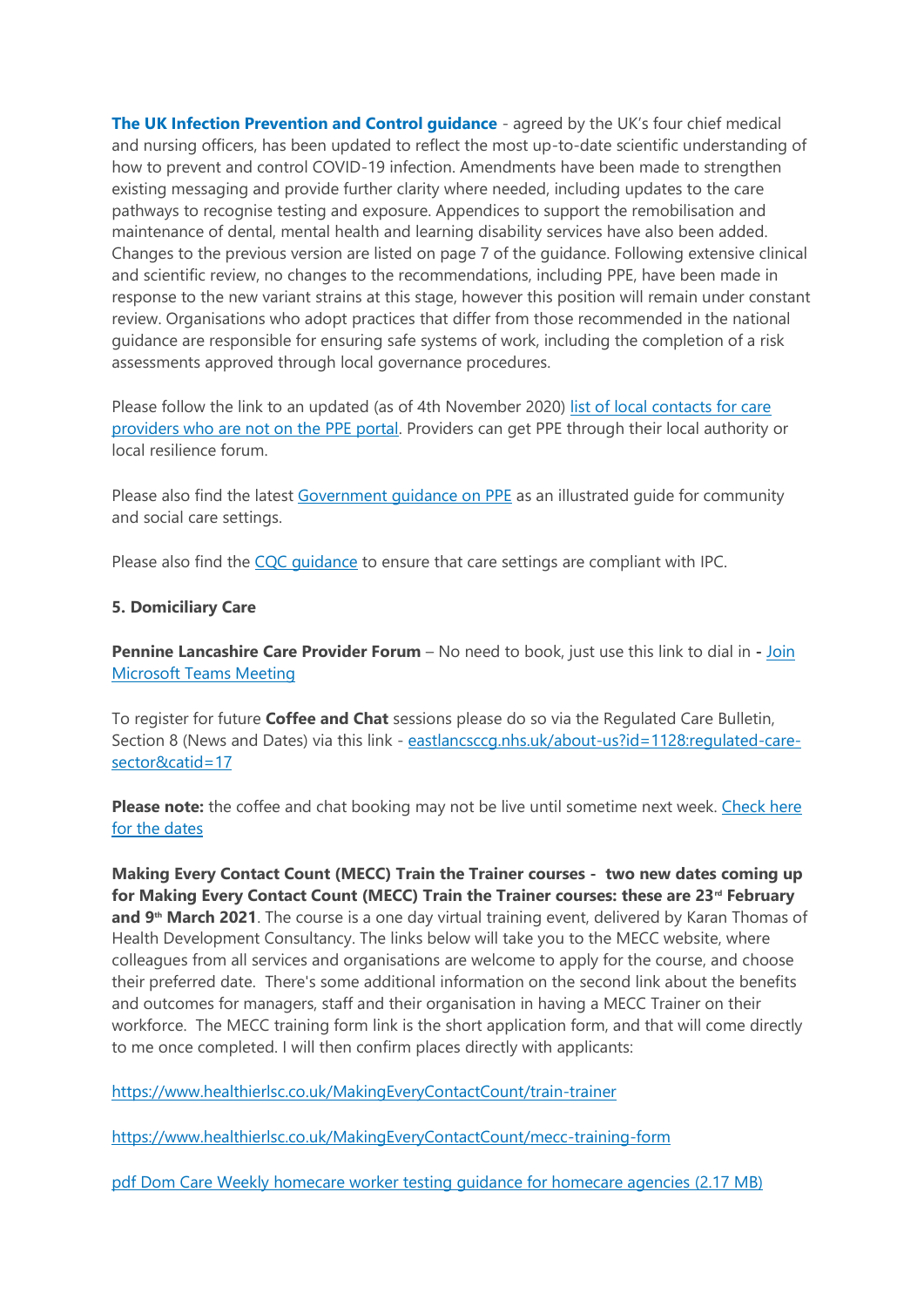**The UK Infection Prevention and Control guidance** - agreed by the UK's four chief medical and nursing officers, has been updated to reflect the most up-to-date scientific understanding of how to prevent and control COVID-19 infection. Amendments have been made to strengthen existing messaging and provide further clarity where needed, including updates to the care pathways to recognise testing and exposure. Appendices to support the remobilisation and maintenance of dental, mental health and learning disability services have also been added. Changes to the previous version are listed on page 7 of the guidance. Following extensive clinical and scientific review, no changes to the recommendations, including PPE, have been made in response to the new variant strains at this stage, however this position will remain under constant review. Organisations who adopt practices that differ from those recommended in the national guidance are responsible for ensuring safe systems of work, including the completion of a risk assessments approved through local governance procedures.

Please follow the link to an updated (as of 4th November 2020) list of local contacts for care providers who are not on the PPE portal. Providers can get PPE through their local authority or local resilience forum.

Please also find the latest Government guidance on PPE as an illustrated guide for community and social care settings.

Please also find the CQC guidance to ensure that care settings are compliant with IPC.

**5. Domiciliary Care**

**Pennine Lancashire Care Provider Forum** – No need to book, just use this link to dial in **-** Join Microsoft Teams Meeting

To register for future **Coffee and Chat** sessions please do so via the Regulated Care Bulletin, Section 8 (News and Dates) via this link - eastlancsccg.nhs.uk/about-us?id=1128:regulated-care-sector&catid=17

**Please note:** the coffee and chat booking may not be live until sometime next week. Check here for the dates

**Making Every Contact Count (MECC) Train the Trainer courses - two new dates coming up for Making Every Contact Count (MECC) Train the Trainer courses: these are 23rd February and 9th March 2021**. The course is a one day virtual training event, delivered by Karan Thomas of Health Development Consultancy. The links below will take you to the MECC website, where colleagues from all services and organisations are welcome to apply for the course, and choose their preferred date. There's some additional information on the second link about the benefits and outcomes for managers, staff and their organisation in having a MECC Trainer on their workforce. The MECC training form link is the short application form, and that will come directly to me once completed. I will then confirm places directly with applicants:

https://www.healthierlsc.co.uk/MakingEveryContactCount/train-trainer

https://www.healthierlsc.co.uk/MakingEveryContactCount/mecc-training-form

pdf Dom Care Weekly homecare worker testing guidance for homecare agencies (2.17 MB)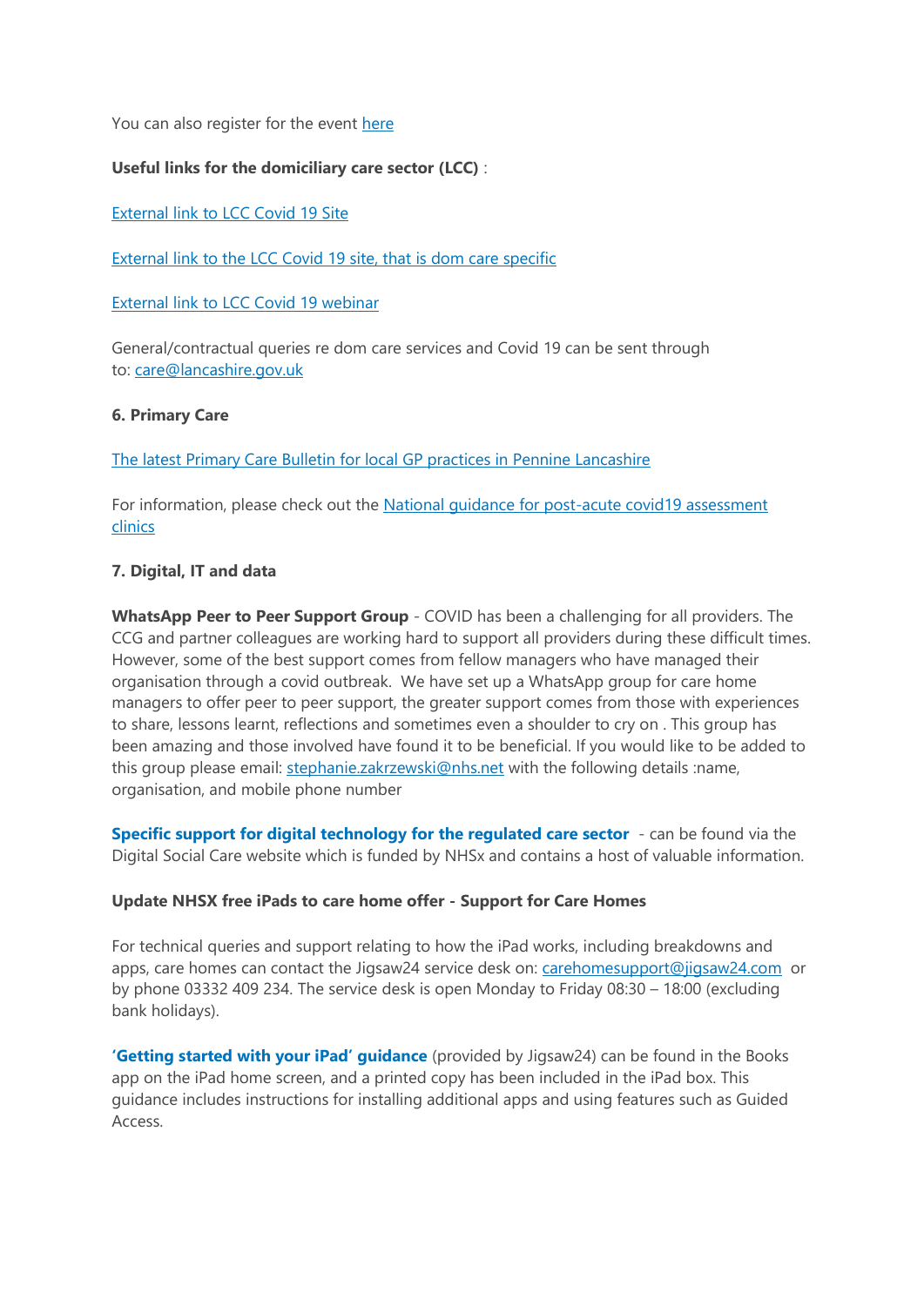You can also register for the event here

**Useful links for the domiciliary care sector (LCC)** :

External link to LCC Covid 19 Site

External link to the LCC Covid 19 site, that is dom care specific

External link to LCC Covid 19 webinar

General/contractual queries re dom care services and Covid 19 can be sent through to: care@lancashire.gov.uk

**6. Primary Care**

The latest Primary Care Bulletin for local GP practices in Pennine Lancashire

For information, please check out the National guidance for post-acute covid19 assessment clinics

**7. Digital, IT and data**

**WhatsApp Peer to Peer Support Group** - COVID has been a challenging for all providers. The CCG and partner colleagues are working hard to support all providers during these difficult times. However, some of the best support comes from fellow managers who have managed their organisation through a covid outbreak. We have set up a WhatsApp group for care home managers to offer peer to peer support, the greater support comes from those with experiences to share, lessons learnt, reflections and sometimes even a shoulder to cry on . This group has been amazing and those involved have found it to be beneficial. If you would like to be added to this group please email: stephanie.zakrzewski@nhs.net with the following details :name, organisation, and mobile phone number

**Specific support for digital technology for the regulated care sector** - can be found via the Digital Social Care website which is funded by NHSx and contains a host of valuable information.

**Update NHSX free iPads to care home offer - Support for Care Homes**

For technical queries and support relating to how the iPad works, including breakdowns and apps, care homes can contact the Jigsaw24 service desk on: carehomesupport@jigsaw24.com or by phone 03332 409 234. The service desk is open Monday to Friday 08:30 – 18:00 (excluding bank holidays).

**'Getting started with your iPad' guidance** (provided by Jigsaw24) can be found in the Books app on the iPad home screen, and a printed copy has been included in the iPad box. This guidance includes instructions for installing additional apps and using features such as Guided Access.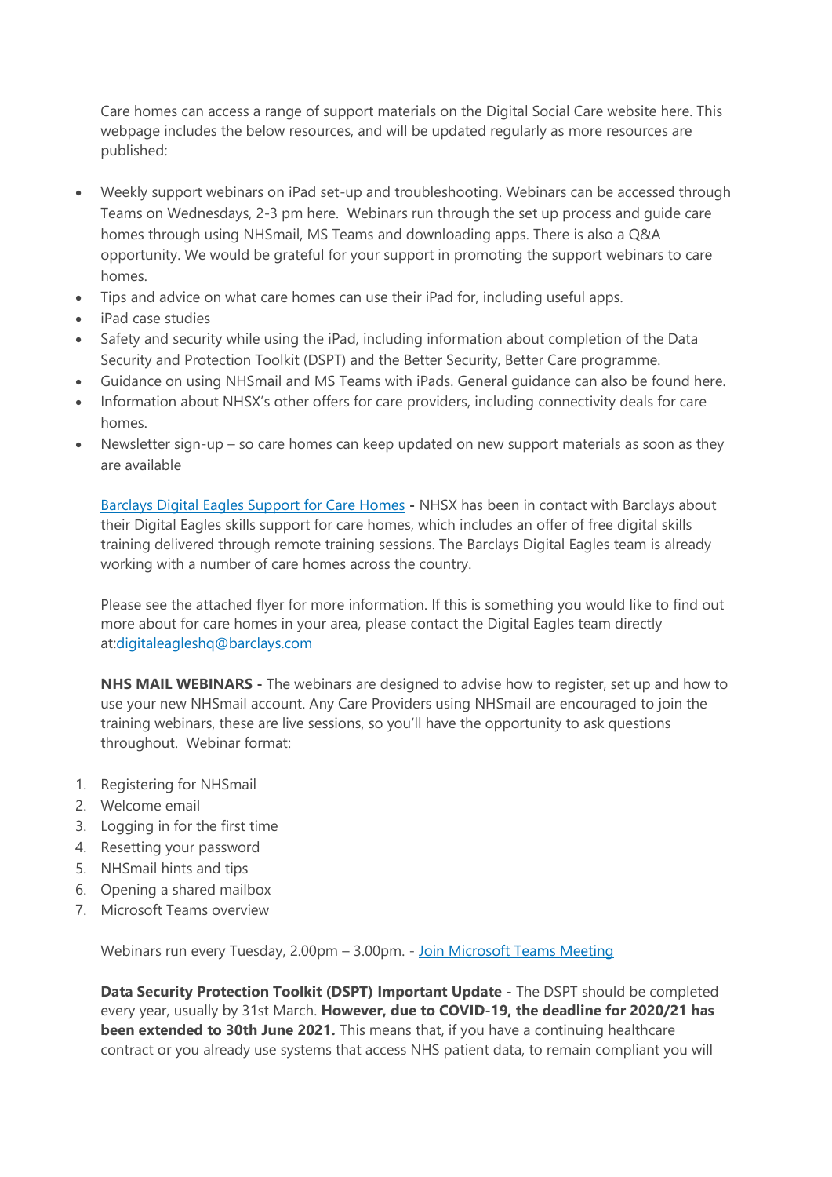Care homes can access a range of support materials on the Digital Social Care website here. This webpage includes the below resources, and will be updated regularly as more resources are published:

- Weekly support webinars on iPad set-up and troubleshooting. Webinars can be accessed through Teams on Wednesdays, 2-3 pm here. Webinars run through the set up process and guide care homes through using NHSmail, MS Teams and downloading apps. There is also a Q&A opportunity. We would be grateful for your support in promoting the support webinars to care homes.
- Tips and advice on what care homes can use their iPad for, including useful apps.
- iPad case studies
- Safety and security while using the iPad, including information about completion of the Data Security and Protection Toolkit (DSPT) and the Better Security, Better Care programme.
- Guidance on using NHSmail and MS Teams with iPads. General guidance can also be found here.
- Information about NHSX's other offers for care providers, including connectivity deals for care homes.
- Newsletter sign-up – so care homes can keep updated on new support materials as soon as they are available

Barclays Digital Eagles Support for Care Homes **-** NHSX has been in contact with Barclays about their Digital Eagles skills support for care homes, which includes an offer of free digital skills training delivered through remote training sessions. The Barclays Digital Eagles team is already working with a number of care homes across the country.

Please see the attached flyer for more information. If this is something you would like to find out more about for care homes in your area, please contact the Digital Eagles team directly at:digitaleagleshq@barclays.com

**NHS MAIL WEBINARS -** The webinars are designed to advise how to register, set up and how to use your new NHSmail account. Any Care Providers using NHSmail are encouraged to join the training webinars, these are live sessions, so you'll have the opportunity to ask questions throughout. Webinar format:

1. Registering for NHSmail
2. Welcome email
3. Logging in for the first time
4. Resetting your password
5. NHSmail hints and tips
6. Opening a shared mailbox
7. Microsoft Teams overview

Webinars run every Tuesday, 2.00pm – 3.00pm. - Join Microsoft Teams Meeting

**Data Security Protection Toolkit (DSPT) Important Update -** The DSPT should be completed every year, usually by 31st March. **However, due to COVID-19, the deadline for 2020/21 has been extended to 30th June 2021.** This means that, if you have a continuing healthcare contract or you already use systems that access NHS patient data, to remain compliant you will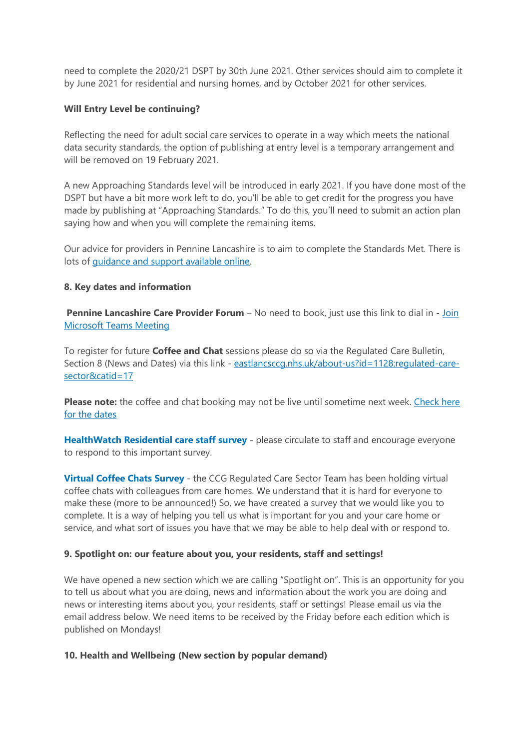need to complete the 2020/21 DSPT by 30th June 2021. Other services should aim to complete it by June 2021 for residential and nursing homes, and by October 2021 for other services.

**Will Entry Level be continuing?**

Reflecting the need for adult social care services to operate in a way which meets the national data security standards, the option of publishing at entry level is a temporary arrangement and will be removed on 19 February 2021.

A new Approaching Standards level will be introduced in early 2021. If you have done most of the DSPT but have a bit more work left to do, you'll be able to get credit for the progress you have made by publishing at "Approaching Standards." To do this, you'll need to submit an action plan saying how and when you will complete the remaining items.

Our advice for providers in Pennine Lancashire is to aim to complete the Standards Met. There is lots of guidance and support available online.

**8. Key dates and information**

**Pennine Lancashire Care Provider Forum** – No need to book, just use this link to dial in **-** Join Microsoft Teams Meeting

To register for future **Coffee and Chat** sessions please do so via the Regulated Care Bulletin, Section 8 (News and Dates) via this link - eastlancsccg.nhs.uk/about-us?id=1128:regulated-care-sector&catid=17

**Please note:** the coffee and chat booking may not be live until sometime next week. Check here for the dates

**HealthWatch Residential care staff survey** - please circulate to staff and encourage everyone to respond to this important survey.

**Virtual Coffee Chats Survey** - the CCG Regulated Care Sector Team has been holding virtual coffee chats with colleagues from care homes. We understand that it is hard for everyone to make these (more to be announced!) So, we have created a survey that we would like you to complete. It is a way of helping you tell us what is important for you and your care home or service, and what sort of issues you have that we may be able to help deal with or respond to.

**9. Spotlight on: our feature about you, your residents, staff and settings!**

We have opened a new section which we are calling "Spotlight on". This is an opportunity for you to tell us about what you are doing, news and information about the work you are doing and news or interesting items about you, your residents, staff or settings! Please email us via the email address below. We need items to be received by the Friday before each edition which is published on Mondays!

**10. Health and Wellbeing (New section by popular demand)**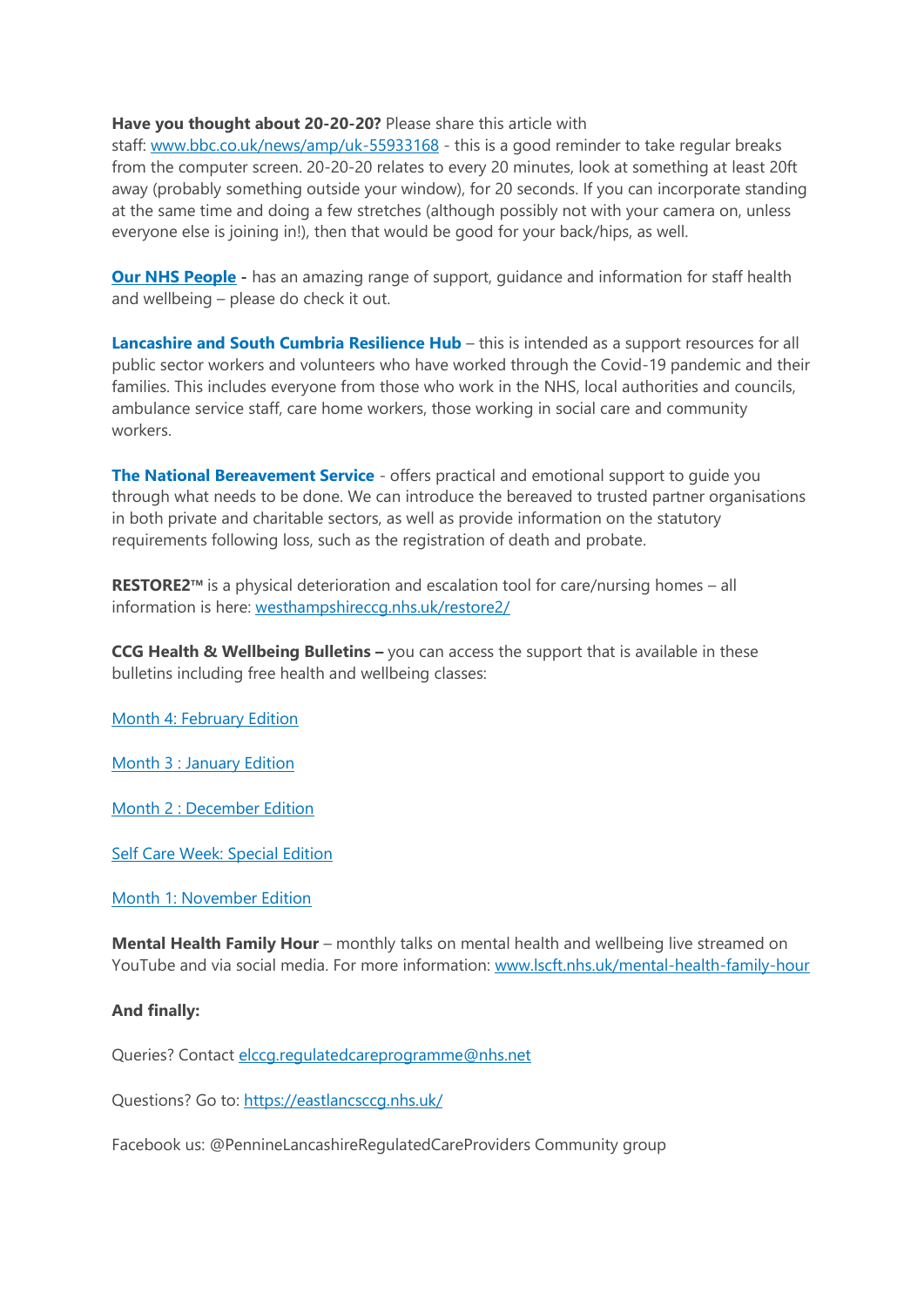**Have you thought about 20-20-20?** Please share this article with staff: [www.bbc.co.uk/news/amp/uk-55933168](www.bbc.co.uk/news/amp/uk-55933168) - this is a good reminder to take regular breaks from the computer screen. 20-20-20 relates to every 20 minutes, look at something at least 20ft away (probably something outside your window), for 20 seconds. If you can incorporate standing at the same time and doing a few stretches (although possibly not with your camera on, unless everyone else is joining in!), then that would be good for your back/hips, as well.

**Our NHS People -** has an amazing range of support, guidance and information for staff health and wellbeing – please do check it out.

**Lancashire and South Cumbria Resilience Hub** – this is intended as a support resources for all public sector workers and volunteers who have worked through the Covid-19 pandemic and their families. This includes everyone from those who work in the NHS, local authorities and councils, ambulance service staff, care home workers, those working in social care and community workers.

**The National Bereavement Service** - offers practical and emotional support to guide you through what needs to be done. We can introduce the bereaved to trusted partner organisations in both private and charitable sectors, as well as provide information on the statutory requirements following loss, such as the registration of death and probate.

**RESTORE2™** is a physical deterioration and escalation tool for care/nursing homes – all information is here: [westhampshireccg.nhs.uk/restore2/](westhampshireccg.nhs.uk/restore2/)

**CCG Health & Wellbeing Bulletins –** you can access the support that is available in these bulletins including free health and wellbeing classes:

Month 4: February Edition

Month 3 : January Edition

Month 2 : December Edition

Self Care Week: Special Edition

Month 1: November Edition

**Mental Health Family Hour** – monthly talks on mental health and wellbeing live streamed on YouTube and via social media. For more information: [www.lscft.nhs.uk/mental-health-family-hour](www.lscft.nhs.uk/mental-health-family-hour)

**And finally:**

Queries? Contact elccg.regulatedcareprogramme@nhs.net

Questions? Go to: [https://eastlancsccg.nhs.uk/](https://eastlancsccg.nhs.uk/)

Facebook us: @PennineLancashireRegulatedCareProviders Community group